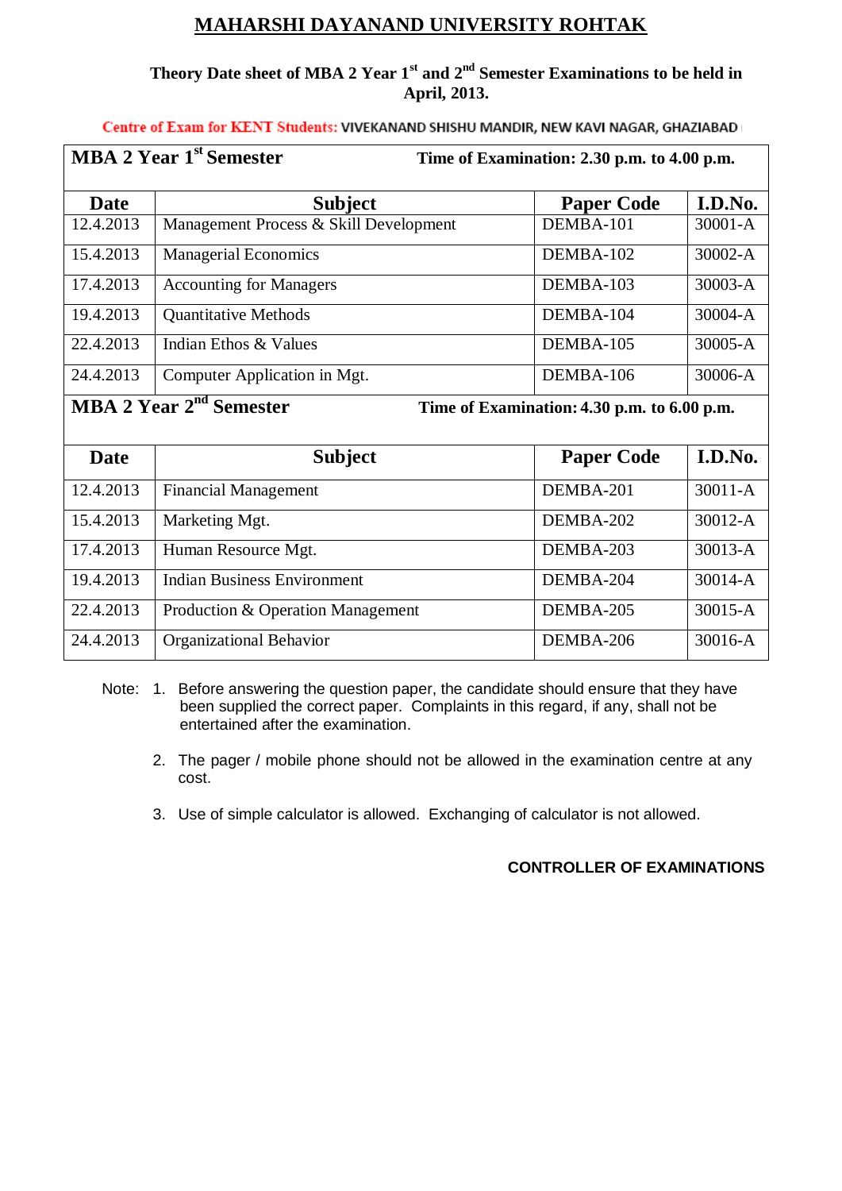# MAHARSHI DAYANAND UNIVERSITY ROHTAK

**Theory Date sheet of MBA 2 Year 1st and 2nd Semester Examinations to be held in April, 2013.**

**Centre of Exam for KENT Students:** VIVEKANAND SHISHU MANDIR, NEW KAVI NAGAR, GHAZIABAD

**MBA 2 Year 1st Semester** — **Time of Examination: 2.30 p.m. to 4.00 p.m.**

| Date | Subject | Paper Code | I.D.No. |
|---|---|---|---|
| 12.4.2013 | Management Process & Skill Development | DEMBA-101 | 30001-A |
| 15.4.2013 | Managerial Economics | DEMBA-102 | 30002-A |
| 17.4.2013 | Accounting for Managers | DEMBA-103 | 30003-A |
| 19.4.2013 | Quantitative Methods | DEMBA-104 | 30004-A |
| 22.4.2013 | Indian Ethos & Values | DEMBA-105 | 30005-A |
| 24.4.2013 | Computer Application in Mgt. | DEMBA-106 | 30006-A |

**MBA 2 Year 2nd Semester** — **Time of Examination: 4.30 p.m. to 6.00 p.m.**

| Date | Subject | Paper Code | I.D.No. |
|---|---|---|---|
| 12.4.2013 | Financial Management | DEMBA-201 | 30011-A |
| 15.4.2013 | Marketing Mgt. | DEMBA-202 | 30012-A |
| 17.4.2013 | Human Resource Mgt. | DEMBA-203 | 30013-A |
| 19.4.2013 | Indian Business Environment | DEMBA-204 | 30014-A |
| 22.4.2013 | Production & Operation Management | DEMBA-205 | 30015-A |
| 24.4.2013 | Organizational Behavior | DEMBA-206 | 30016-A |

Note:

1. Before answering the question paper, the candidate should ensure that they have been supplied the correct paper. Complaints in this regard, if any, shall not be entertained after the examination.
2. The pager / mobile phone should not be allowed in the examination centre at any cost.
3. Use of simple calculator is allowed. Exchanging of calculator is not allowed.

**CONTROLLER OF EXAMINATIONS**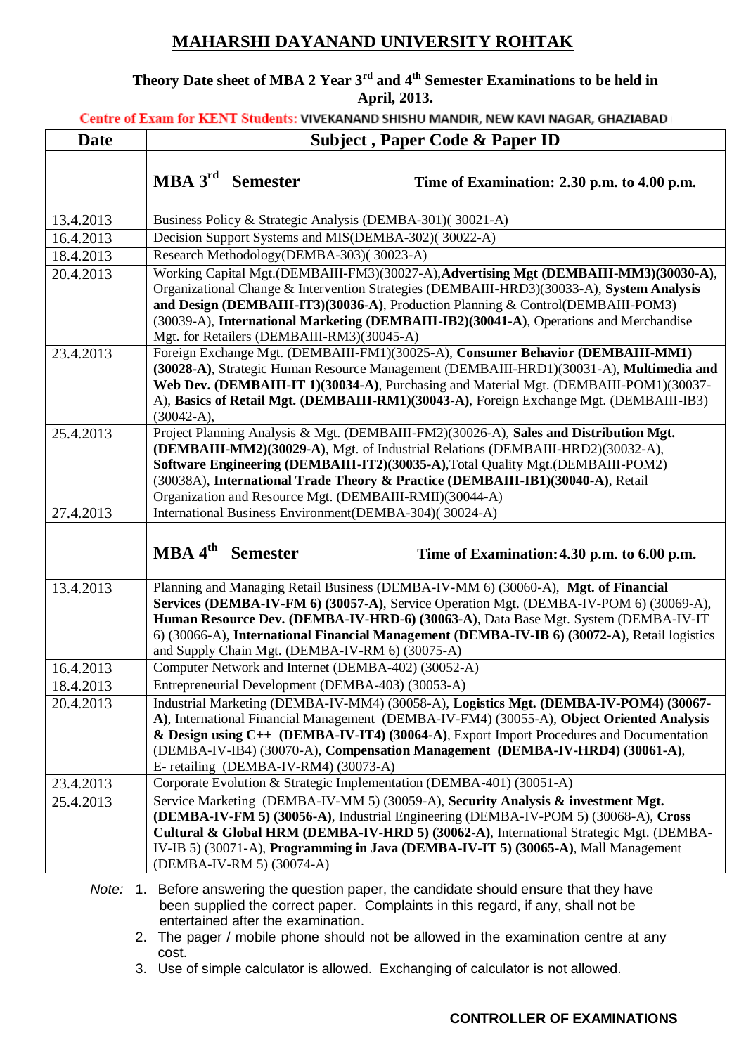# MAHARSHI DAYANAND UNIVERSITY ROHTAK

### Theory Date sheet of MBA 2 Year 3rd and 4th Semester Examinations to be held in April, 2013.

**Centre of Exam for KENT Students:** VIVEKANAND SHISHU MANDIR, NEW KAVI NAGAR, GHAZIABAD

| Date | Subject , Paper Code & Paper ID |
|---|---|
| | **MBA 3rd Semester** **Time of Examination: 2.30 p.m. to 4.00 p.m.** |
| 13.4.2013 | Business Policy & Strategic Analysis (DEMBA-301)( 30021-A) |
| 16.4.2013 | Decision Support Systems and MIS(DEMBA-302)( 30022-A) |
| 18.4.2013 | Research Methodology(DEMBA-303)( 30023-A) |
| 20.4.2013 | Working Capital Mgt.(DEMBAIII-FM3)(30027-A),**Advertising Mgt (DEMBAIII-MM3)(30030-A)**, Organizational Change & Intervention Strategies (DEMBAIII-HRD3)(30033-A), **System Analysis and Design (DEMBAIII-IT3)(30036-A)**, Production Planning & Control(DEMBAIII-POM3) (30039-A), **International Marketing (DEMBAIII-IB2)(30041-A)**, Operations and Merchandise Mgt. for Retailers (DEMBAIII-RM3)(30045-A) |
| 23.4.2013 | Foreign Exchange Mgt. (DEMBAIII-FM1)(30025-A), **Consumer Behavior (DEMBAIII-MM1) (30028-A)**, Strategic Human Resource Management (DEMBAIII-HRD1)(30031-A), **Multimedia and Web Dev. (DEMBAIII-IT 1)(30034-A)**, Purchasing and Material Mgt. (DEMBAIII-POM1)(30037-A), **Basics of Retail Mgt. (DEMBAIII-RM1)(30043-A)**, Foreign Exchange Mgt. (DEMBAIII-IB3) (30042-A), |
| 25.4.2013 | Project Planning Analysis & Mgt. (DEMBAIII-FM2)(30026-A), **Sales and Distribution Mgt. (DEMBAIII-MM2)(30029-A)**, Mgt. of Industrial Relations (DEMBAIII-HRD2)(30032-A), **Software Engineering (DEMBAIII-IT2)(30035-A)**,Total Quality Mgt.(DEMBAIII-POM2) (30038A), **International Trade Theory & Practice (DEMBAIII-IB1)(30040-A)**, Retail Organization and Resource Mgt. (DEMBAIII-RMII)(30044-A) |
| 27.4.2013 | International Business Environment(DEMBA-304)( 30024-A) |
| | **MBA 4th Semester** **Time of Examination: 4.30 p.m. to 6.00 p.m.** |
| 13.4.2013 | Planning and Managing Retail Business (DEMBA-IV-MM 6) (30060-A), **Mgt. of Financial Services (DEMBA-IV-FM 6) (30057-A)**, Service Operation Mgt. (DEMBA-IV-POM 6) (30069-A), **Human Resource Dev. (DEMBA-IV-HRD-6) (30063-A)**, Data Base Mgt. System (DEMBA-IV-IT 6) (30066-A), **International Financial Management (DEMBA-IV-IB 6) (30072-A)**, Retail logistics and Supply Chain Mgt. (DEMBA-IV-RM 6) (30075-A) |
| 16.4.2013 | Computer Network and Internet (DEMBA-402) (30052-A) |
| 18.4.2013 | Entrepreneurial Development (DEMBA-403) (30053-A) |
| 20.4.2013 | Industrial Marketing (DEMBA-IV-MM4) (30058-A), **Logistics Mgt. (DEMBA-IV-POM4) (30067-A)**, International Financial Management (DEMBA-IV-FM4) (30055-A), **Object Oriented Analysis & Design using C++ (DEMBA-IV-IT4) (30064-A)**, Export Import Procedures and Documentation (DEMBA-IV-IB4) (30070-A), **Compensation Management (DEMBA-IV-HRD4) (30061-A)**, E- retailing (DEMBA-IV-RM4) (30073-A) |
| 23.4.2013 | Corporate Evolution & Strategic Implementation (DEMBA-401) (30051-A) |
| 25.4.2013 | Service Marketing (DEMBA-IV-MM 5) (30059-A), **Security Analysis & investment Mgt. (DEMBA-IV-FM 5) (30056-A)**, Industrial Engineering (DEMBA-IV-POM 5) (30068-A), **Cross Cultural & Global HRM (DEMBA-IV-HRD 5) (30062-A)**, International Strategic Mgt. (DEMBA-IV-IB 5) (30071-A), **Programming in Java (DEMBA-IV-IT 5) (30065-A)**, Mall Management (DEMBA-IV-RM 5) (30074-A) |

*Note:*

1. Before answering the question paper, the candidate should ensure that they have been supplied the correct paper. Complaints in this regard, if any, shall not be entertained after the examination.
2. The pager / mobile phone should not be allowed in the examination centre at any cost.
3. Use of simple calculator is allowed. Exchanging of calculator is not allowed.

**CONTROLLER OF EXAMINATIONS**